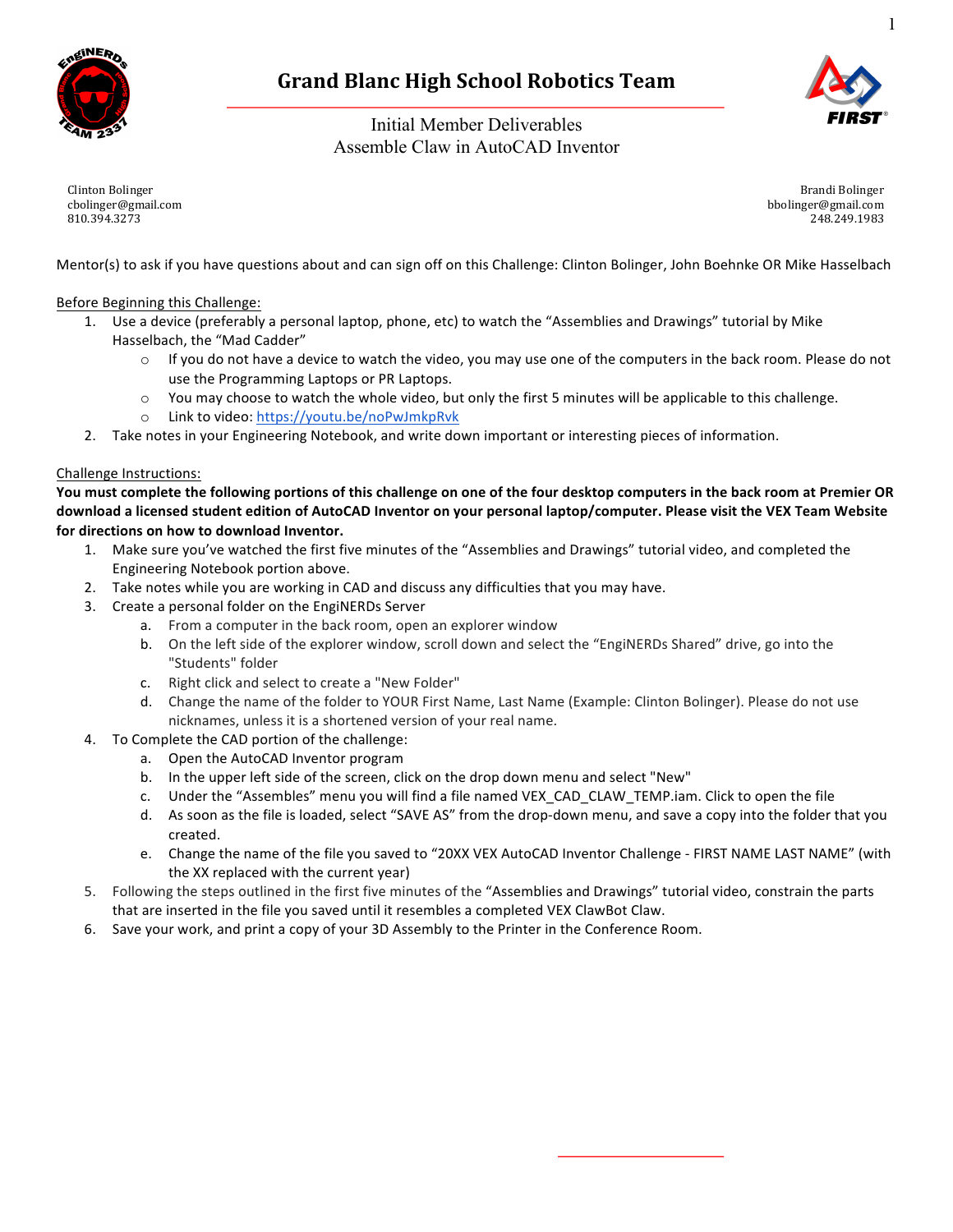# Grand Blanc High School Robotics Team

Initial Member Deliverables
Assemble Claw in AutoCAD Inventor

Clinton Bolinger
cbolinger@gmail.com
810.394.3273

Brandi Bolinger
bbolinger@gmail.com
248.249.1983

Mentor(s) to ask if you have questions about and can sign off on this Challenge: Clinton Bolinger, John Boehnke OR Mike Hasselbach

Before Beginning this Challenge:

1. Use a device (preferably a personal laptop, phone, etc) to watch the "Assemblies and Drawings" tutorial by Mike Hasselbach, the "Mad Cadder"
   - If you do not have a device to watch the video, you may use one of the computers in the back room. Please do not use the Programming Laptops or PR Laptops.
   - You may choose to watch the whole video, but only the first 5 minutes will be applicable to this challenge.
   - Link to video: https://youtu.be/noPwJmkpRvk
2. Take notes in your Engineering Notebook, and write down important or interesting pieces of information.

Challenge Instructions:

**You must complete the following portions of this challenge on one of the four desktop computers in the back room at Premier OR download a licensed student edition of AutoCAD Inventor on your personal laptop/computer. Please visit the VEX Team Website for directions on how to download Inventor.**

1. Make sure you've watched the first five minutes of the "Assemblies and Drawings" tutorial video, and completed the Engineering Notebook portion above.
2. Take notes while you are working in CAD and discuss any difficulties that you may have.
3. Create a personal folder on the EngiNERDs Server
   a. From a computer in the back room, open an explorer window
   b. On the left side of the explorer window, scroll down and select the "EngiNERDs Shared" drive, go into the "Students" folder
   c. Right click and select to create a "New Folder"
   d. Change the name of the folder to YOUR First Name, Last Name (Example: Clinton Bolinger). Please do not use nicknames, unless it is a shortened version of your real name.
4. To Complete the CAD portion of the challenge:
   a. Open the AutoCAD Inventor program
   b. In the upper left side of the screen, click on the drop down menu and select "New"
   c. Under the "Assembles" menu you will find a file named VEX_CAD_CLAW_TEMP.iam. Click to open the file
   d. As soon as the file is loaded, select "SAVE AS" from the drop-down menu, and save a copy into the folder that you created.
   e. Change the name of the file you saved to "20XX VEX AutoCAD Inventor Challenge - FIRST NAME LAST NAME" (with the XX replaced with the current year)
5. Following the steps outlined in the first five minutes of the "Assemblies and Drawings" tutorial video, constrain the parts that are inserted in the file you saved until it resembles a completed VEX ClawBot Claw.
6. Save your work, and print a copy of your 3D Assembly to the Printer in the Conference Room.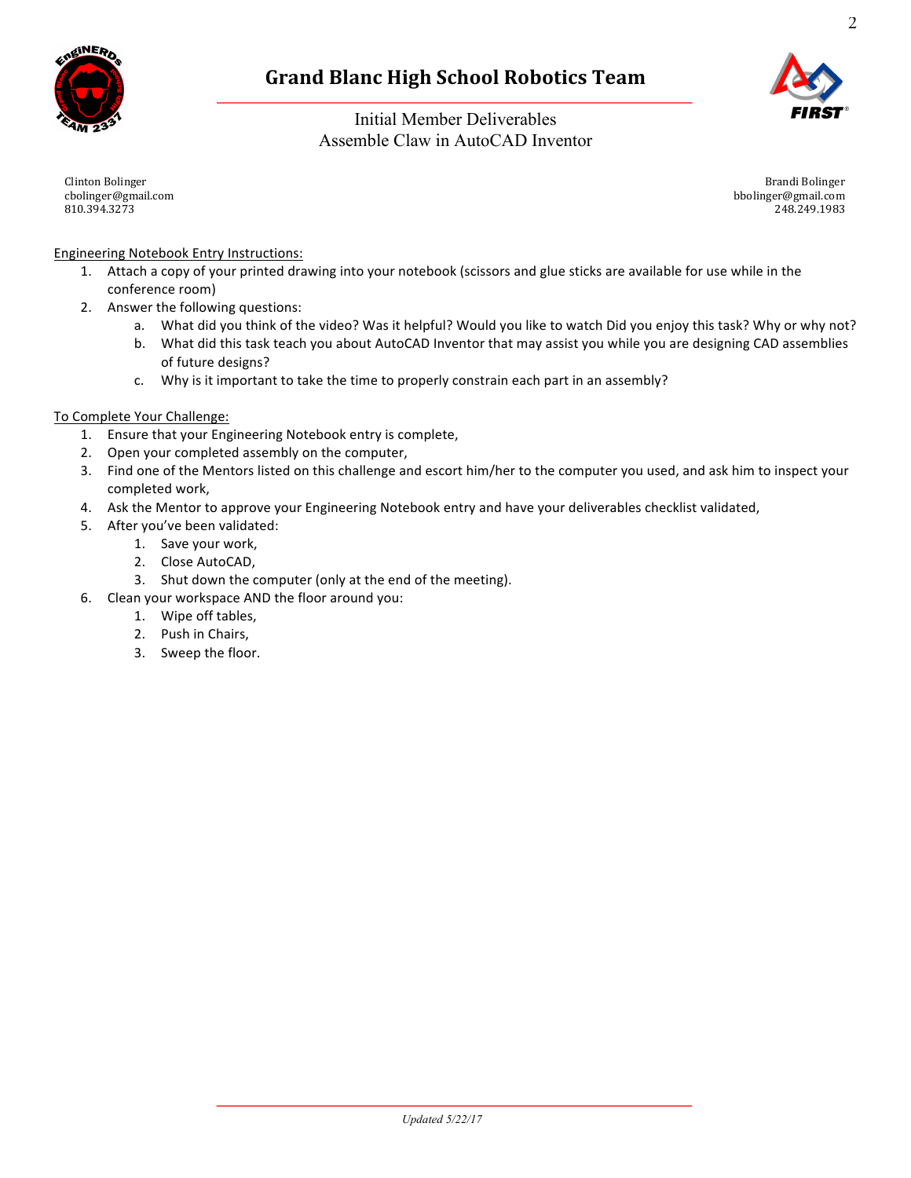# Grand Blanc High School Robotics Team

Initial Member Deliverables
Assemble Claw in AutoCAD Inventor

Clinton Bolinger
cbolinger@gmail.com
810.394.3273

Brandi Bolinger
bbolinger@gmail.com
248.249.1983

Engineering Notebook Entry Instructions:

1. Attach a copy of your printed drawing into your notebook (scissors and glue sticks are available for use while in the conference room)
2. Answer the following questions:
   a. What did you think of the video? Was it helpful? Would you like to watch Did you enjoy this task? Why or why not?
   b. What did this task teach you about AutoCAD Inventor that may assist you while you are designing CAD assemblies of future designs?
   c. Why is it important to take the time to properly constrain each part in an assembly?

To Complete Your Challenge:

1. Ensure that your Engineering Notebook entry is complete,
2. Open your completed assembly on the computer,
3. Find one of the Mentors listed on this challenge and escort him/her to the computer you used, and ask him to inspect your completed work,
4. Ask the Mentor to approve your Engineering Notebook entry and have your deliverables checklist validated,
5. After you've been validated:
   1. Save your work,
   2. Close AutoCAD,
   3. Shut down the computer (only at the end of the meeting).
6. Clean your workspace AND the floor around you:
   1. Wipe off tables,
   2. Push in Chairs,
   3. Sweep the floor.

*Updated 5/22/17*